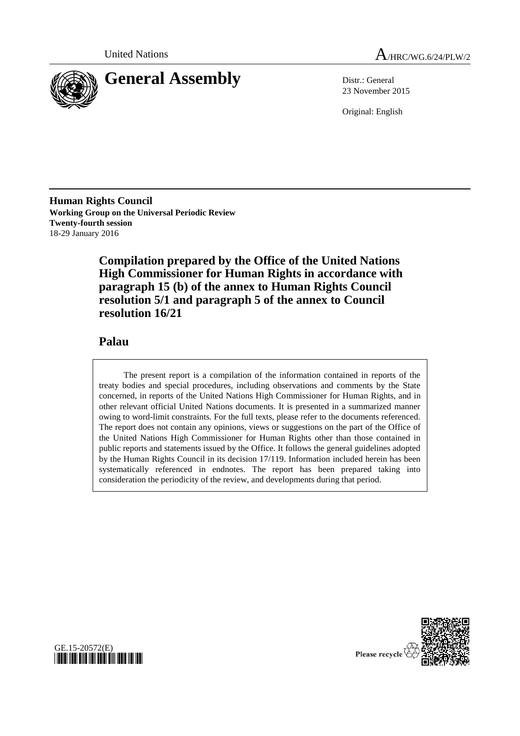United Nations

# General Assembly

A/HRC/WG.6/24/PLW/2

Distr.: General
23 November 2015

Original: English

**Human Rights Council**
**Working Group on the Universal Periodic Review**
**Twenty-fourth session**
18-29 January 2016

## Compilation prepared by the Office of the United Nations High Commissioner for Human Rights in accordance with paragraph 15 (b) of the annex to Human Rights Council resolution 5/1 and paragraph 5 of the annex to Council resolution 16/21

## Palau

> The present report is a compilation of the information contained in reports of the treaty bodies and special procedures, including observations and comments by the State concerned, in reports of the United Nations High Commissioner for Human Rights, and in other relevant official United Nations documents. It is presented in a summarized manner owing to word-limit constraints. For the full texts, please refer to the documents referenced. The report does not contain any opinions, views or suggestions on the part of the Office of the United Nations High Commissioner for Human Rights other than those contained in public reports and statements issued by the Office. It follows the general guidelines adopted by the Human Rights Council in its decision 17/119. Information included herein has been systematically referenced in endnotes. The report has been prepared taking into consideration the periodicity of the review, and developments during that period.

GE.15-20572(E)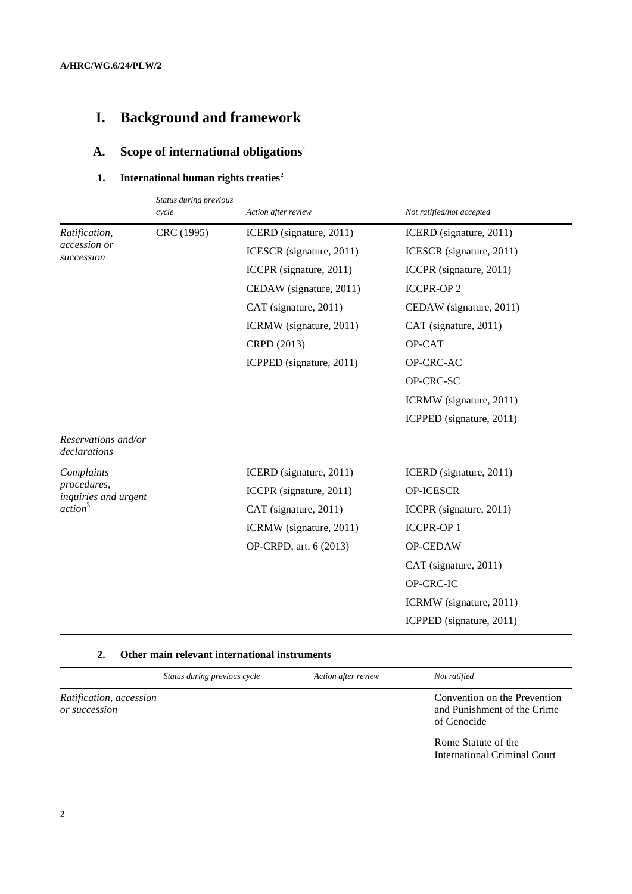# I. Background and framework

## A. Scope of international obligations[1]

### 1. International human rights treaties[2]

| | *Status during previous cycle* | *Action after review* | *Not ratified/not accepted* |
|---|---|---|---|
| *Ratification, accession or succession* | CRC (1995) | ICERD (signature, 2011) | ICERD (signature, 2011) |
| | | ICESCR (signature, 2011) | ICESCR (signature, 2011) |
| | | ICCPR (signature, 2011) | ICCPR (signature, 2011) |
| | | CEDAW (signature, 2011) | ICCPR-OP 2 |
| | | CAT (signature, 2011) | CEDAW (signature, 2011) |
| | | ICRMW (signature, 2011) | CAT (signature, 2011) |
| | | CRPD (2013) | OP-CAT |
| | | ICPPED (signature, 2011) | OP-CRC-AC |
| | | | OP-CRC-SC |
| | | | ICRMW (signature, 2011) |
| | | | ICPPED (signature, 2011) |
| *Reservations and/or declarations* | | | |
| *Complaints procedures, inquiries and urgent action*[3] | | ICERD (signature, 2011) | ICERD (signature, 2011) |
| | | ICCPR (signature, 2011) | OP-ICESCR |
| | | CAT (signature, 2011) | ICCPR (signature, 2011) |
| | | ICRMW (signature, 2011) | ICCPR-OP 1 |
| | | OP-CRPD, art. 6 (2013) | OP-CEDAW |
| | | | CAT (signature, 2011) |
| | | | OP-CRC-IC |
| | | | ICRMW (signature, 2011) |
| | | | ICPPED (signature, 2011) |

### 2. Other main relevant international instruments

| | *Status during previous cycle* | *Action after review* | *Not ratified* |
|---|---|---|---|
| *Ratification, accession or succession* | | | Convention on the Prevention and Punishment of the Crime of Genocide |
| | | | Rome Statute of the International Criminal Court |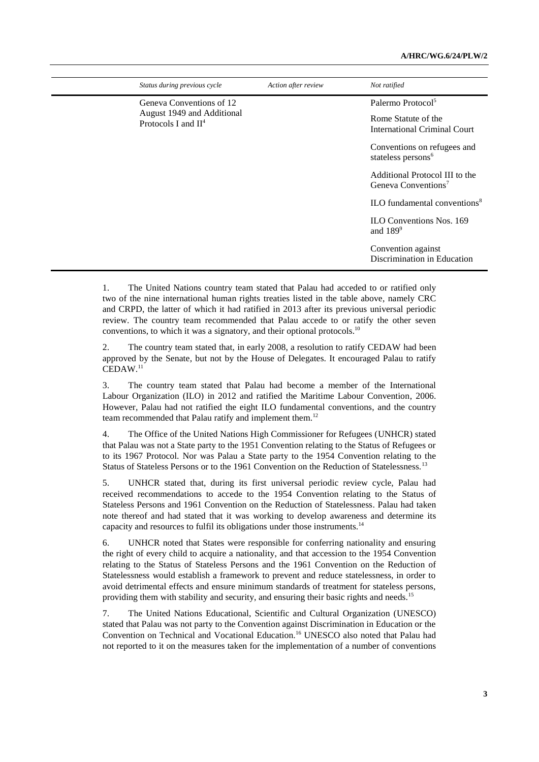| Status during previous cycle | Action after review | Not ratified |
|---|---|---|
| Geneva Conventions of 12 August 1949 and Additional Protocols I and II[4] | | Palermo Protocol[5] |
| | | Rome Statute of the International Criminal Court |
| | | Conventions on refugees and stateless persons[6] |
| | | Additional Protocol III to the Geneva Conventions[7] |
| | | ILO fundamental conventions[8] |
| | | ILO Conventions Nos. 169 and 189[9] |
| | | Convention against Discrimination in Education |

1. The United Nations country team stated that Palau had acceded to or ratified only two of the nine international human rights treaties listed in the table above, namely CRC and CRPD, the latter of which it had ratified in 2013 after its previous universal periodic review. The country team recommended that Palau accede to or ratify the other seven conventions, to which it was a signatory, and their optional protocols.[10]

2. The country team stated that, in early 2008, a resolution to ratify CEDAW had been approved by the Senate, but not by the House of Delegates. It encouraged Palau to ratify CEDAW.[11]

3. The country team stated that Palau had become a member of the International Labour Organization (ILO) in 2012 and ratified the Maritime Labour Convention, 2006. However, Palau had not ratified the eight ILO fundamental conventions, and the country team recommended that Palau ratify and implement them.[12]

4. The Office of the United Nations High Commissioner for Refugees (UNHCR) stated that Palau was not a State party to the 1951 Convention relating to the Status of Refugees or to its 1967 Protocol. Nor was Palau a State party to the 1954 Convention relating to the Status of Stateless Persons or to the 1961 Convention on the Reduction of Statelessness.[13]

5. UNHCR stated that, during its first universal periodic review cycle, Palau had received recommendations to accede to the 1954 Convention relating to the Status of Stateless Persons and 1961 Convention on the Reduction of Statelessness. Palau had taken note thereof and had stated that it was working to develop awareness and determine its capacity and resources to fulfil its obligations under those instruments.[14]

6. UNHCR noted that States were responsible for conferring nationality and ensuring the right of every child to acquire a nationality, and that accession to the 1954 Convention relating to the Status of Stateless Persons and the 1961 Convention on the Reduction of Statelessness would establish a framework to prevent and reduce statelessness, in order to avoid detrimental effects and ensure minimum standards of treatment for stateless persons, providing them with stability and security, and ensuring their basic rights and needs.[15]

7. The United Nations Educational, Scientific and Cultural Organization (UNESCO) stated that Palau was not party to the Convention against Discrimination in Education or the Convention on Technical and Vocational Education.[16] UNESCO also noted that Palau had not reported to it on the measures taken for the implementation of a number of conventions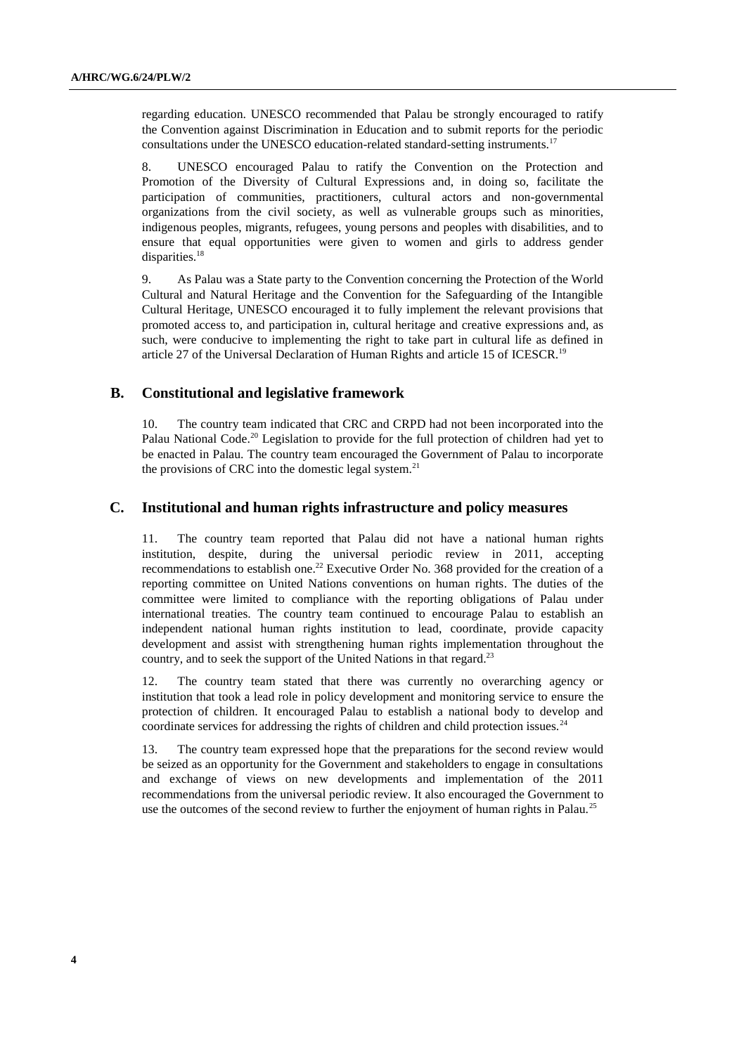regarding education. UNESCO recommended that Palau be strongly encouraged to ratify the Convention against Discrimination in Education and to submit reports for the periodic consultations under the UNESCO education-related standard-setting instruments.[17]

8. UNESCO encouraged Palau to ratify the Convention on the Protection and Promotion of the Diversity of Cultural Expressions and, in doing so, facilitate the participation of communities, practitioners, cultural actors and non-governmental organizations from the civil society, as well as vulnerable groups such as minorities, indigenous peoples, migrants, refugees, young persons and peoples with disabilities, and to ensure that equal opportunities were given to women and girls to address gender disparities.[18]

9. As Palau was a State party to the Convention concerning the Protection of the World Cultural and Natural Heritage and the Convention for the Safeguarding of the Intangible Cultural Heritage, UNESCO encouraged it to fully implement the relevant provisions that promoted access to, and participation in, cultural heritage and creative expressions and, as such, were conducive to implementing the right to take part in cultural life as defined in article 27 of the Universal Declaration of Human Rights and article 15 of ICESCR.[19]

## B. Constitutional and legislative framework

10. The country team indicated that CRC and CRPD had not been incorporated into the Palau National Code.[20] Legislation to provide for the full protection of children had yet to be enacted in Palau. The country team encouraged the Government of Palau to incorporate the provisions of CRC into the domestic legal system.[21]

## C. Institutional and human rights infrastructure and policy measures

11. The country team reported that Palau did not have a national human rights institution, despite, during the universal periodic review in 2011, accepting recommendations to establish one.[22] Executive Order No. 368 provided for the creation of a reporting committee on United Nations conventions on human rights. The duties of the committee were limited to compliance with the reporting obligations of Palau under international treaties. The country team continued to encourage Palau to establish an independent national human rights institution to lead, coordinate, provide capacity development and assist with strengthening human rights implementation throughout the country, and to seek the support of the United Nations in that regard.[23]

12. The country team stated that there was currently no overarching agency or institution that took a lead role in policy development and monitoring service to ensure the protection of children. It encouraged Palau to establish a national body to develop and coordinate services for addressing the rights of children and child protection issues.[24]

13. The country team expressed hope that the preparations for the second review would be seized as an opportunity for the Government and stakeholders to engage in consultations and exchange of views on new developments and implementation of the 2011 recommendations from the universal periodic review. It also encouraged the Government to use the outcomes of the second review to further the enjoyment of human rights in Palau.[25]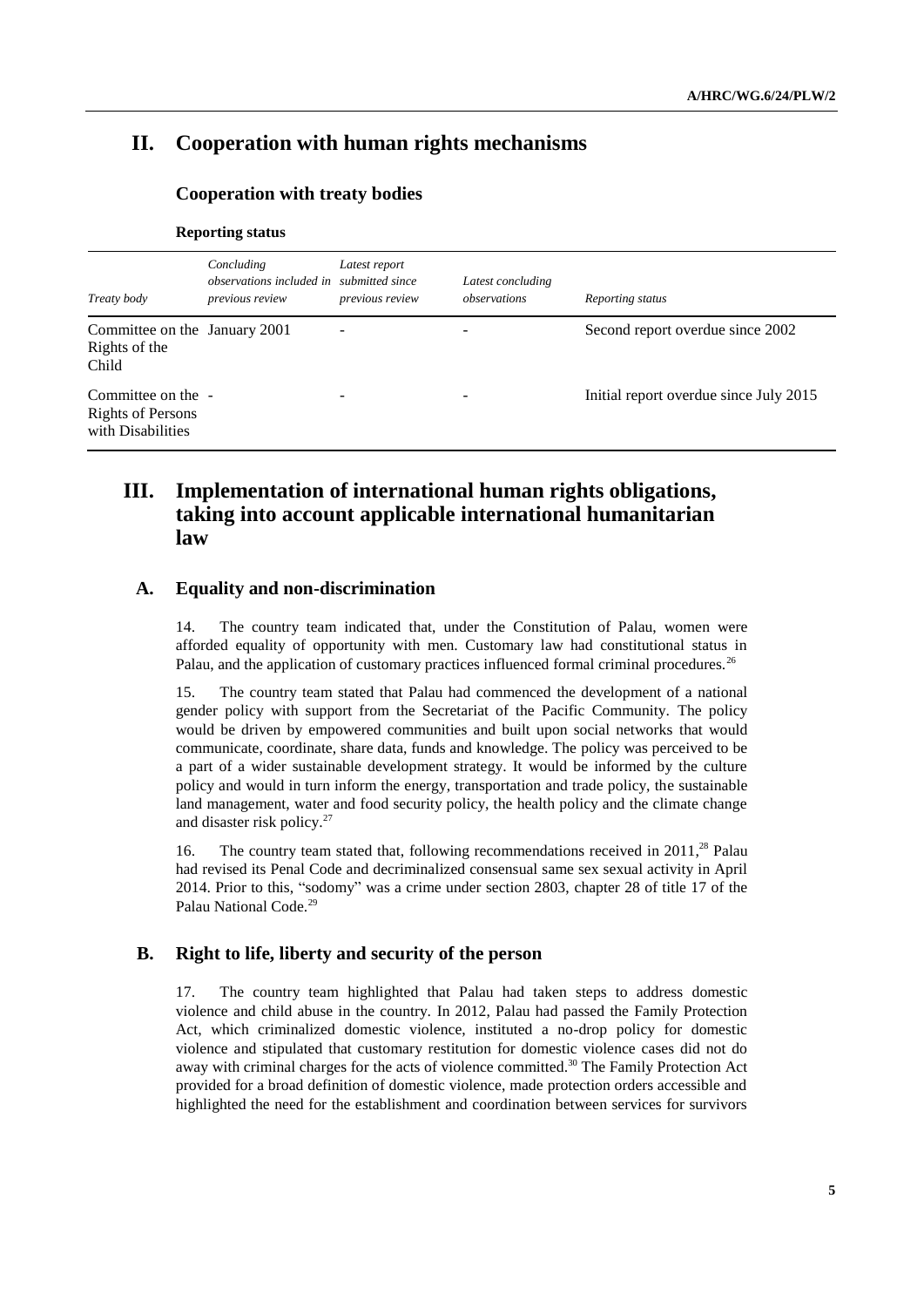# II. Cooperation with human rights mechanisms

## Cooperation with treaty bodies

**Reporting status**

| *Treaty body* | *Concluding observations included in previous review* | *Latest report submitted since previous review* | *Latest concluding observations* | *Reporting status* |
|---|---|---|---|---|
| Committee on the Rights of the Child | January 2001 | - | - | Second report overdue since 2002 |
| Committee on the Rights of Persons with Disabilities | - | - | - | Initial report overdue since July 2015 |

# III. Implementation of international human rights obligations, taking into account applicable international humanitarian law

## A. Equality and non-discrimination

14. The country team indicated that, under the Constitution of Palau, women were afforded equality of opportunity with men. Customary law had constitutional status in Palau, and the application of customary practices influenced formal criminal procedures.[26]

15. The country team stated that Palau had commenced the development of a national gender policy with support from the Secretariat of the Pacific Community. The policy would be driven by empowered communities and built upon social networks that would communicate, coordinate, share data, funds and knowledge. The policy was perceived to be a part of a wider sustainable development strategy. It would be informed by the culture policy and would in turn inform the energy, transportation and trade policy, the sustainable land management, water and food security policy, the health policy and the climate change and disaster risk policy.[27]

16. The country team stated that, following recommendations received in 2011,[28] Palau had revised its Penal Code and decriminalized consensual same sex sexual activity in April 2014. Prior to this, "sodomy" was a crime under section 2803, chapter 28 of title 17 of the Palau National Code.[29]

## B. Right to life, liberty and security of the person

17. The country team highlighted that Palau had taken steps to address domestic violence and child abuse in the country. In 2012, Palau had passed the Family Protection Act, which criminalized domestic violence, instituted a no-drop policy for domestic violence and stipulated that customary restitution for domestic violence cases did not do away with criminal charges for the acts of violence committed.[30] The Family Protection Act provided for a broad definition of domestic violence, made protection orders accessible and highlighted the need for the establishment and coordination between services for survivors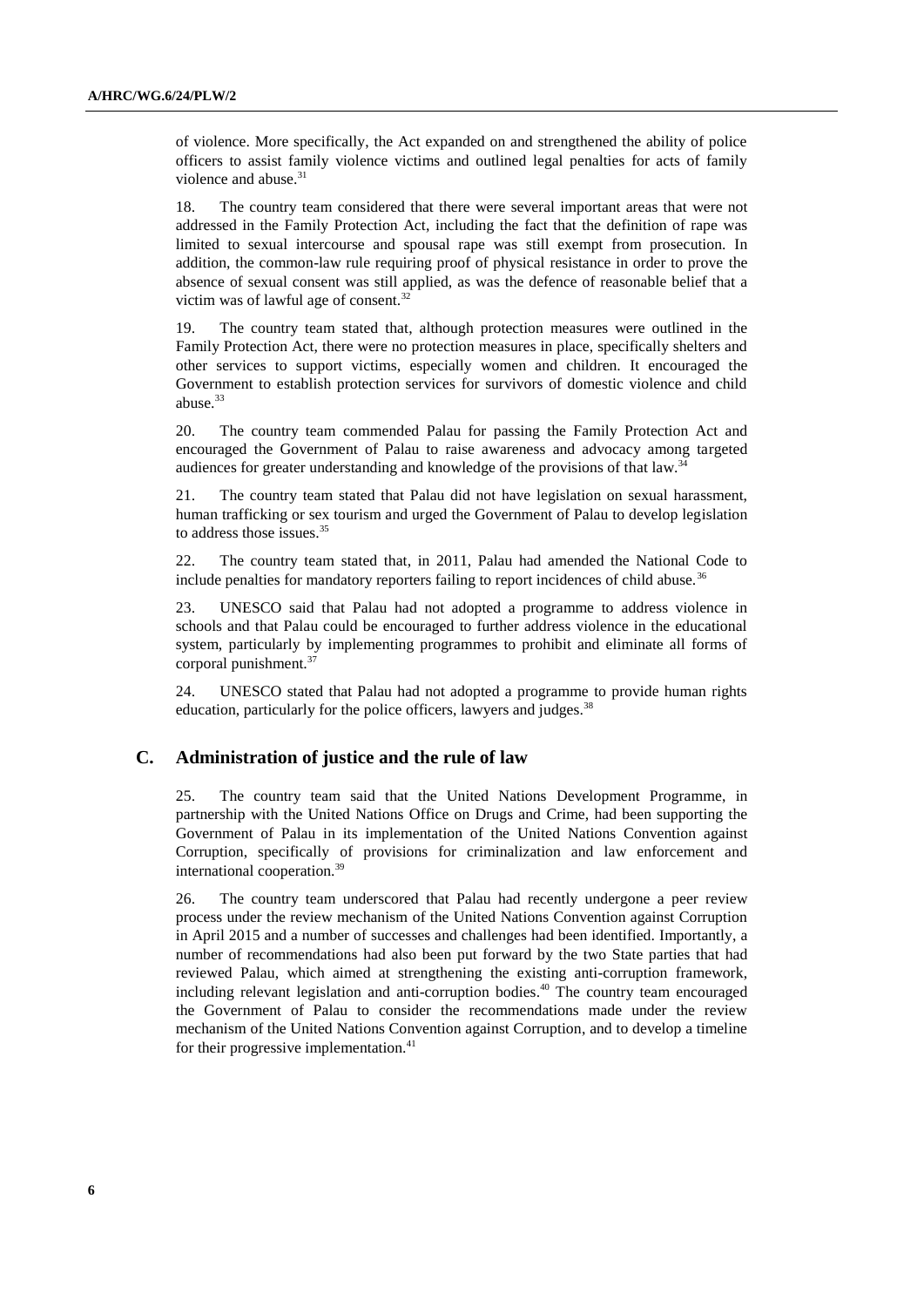of violence. More specifically, the Act expanded on and strengthened the ability of police officers to assist family violence victims and outlined legal penalties for acts of family violence and abuse.[31]

18. The country team considered that there were several important areas that were not addressed in the Family Protection Act, including the fact that the definition of rape was limited to sexual intercourse and spousal rape was still exempt from prosecution. In addition, the common-law rule requiring proof of physical resistance in order to prove the absence of sexual consent was still applied, as was the defence of reasonable belief that a victim was of lawful age of consent.[32]

19. The country team stated that, although protection measures were outlined in the Family Protection Act, there were no protection measures in place, specifically shelters and other services to support victims, especially women and children. It encouraged the Government to establish protection services for survivors of domestic violence and child abuse.[33]

20. The country team commended Palau for passing the Family Protection Act and encouraged the Government of Palau to raise awareness and advocacy among targeted audiences for greater understanding and knowledge of the provisions of that law.[34]

21. The country team stated that Palau did not have legislation on sexual harassment, human trafficking or sex tourism and urged the Government of Palau to develop legislation to address those issues.[35]

22. The country team stated that, in 2011, Palau had amended the National Code to include penalties for mandatory reporters failing to report incidences of child abuse.[36]

23. UNESCO said that Palau had not adopted a programme to address violence in schools and that Palau could be encouraged to further address violence in the educational system, particularly by implementing programmes to prohibit and eliminate all forms of corporal punishment.[37]

24. UNESCO stated that Palau had not adopted a programme to provide human rights education, particularly for the police officers, lawyers and judges.[38]

## C. Administration of justice and the rule of law

25. The country team said that the United Nations Development Programme, in partnership with the United Nations Office on Drugs and Crime, had been supporting the Government of Palau in its implementation of the United Nations Convention against Corruption, specifically of provisions for criminalization and law enforcement and international cooperation.[39]

26. The country team underscored that Palau had recently undergone a peer review process under the review mechanism of the United Nations Convention against Corruption in April 2015 and a number of successes and challenges had been identified. Importantly, a number of recommendations had also been put forward by the two State parties that had reviewed Palau, which aimed at strengthening the existing anti-corruption framework, including relevant legislation and anti-corruption bodies.[40] The country team encouraged the Government of Palau to consider the recommendations made under the review mechanism of the United Nations Convention against Corruption, and to develop a timeline for their progressive implementation.[41]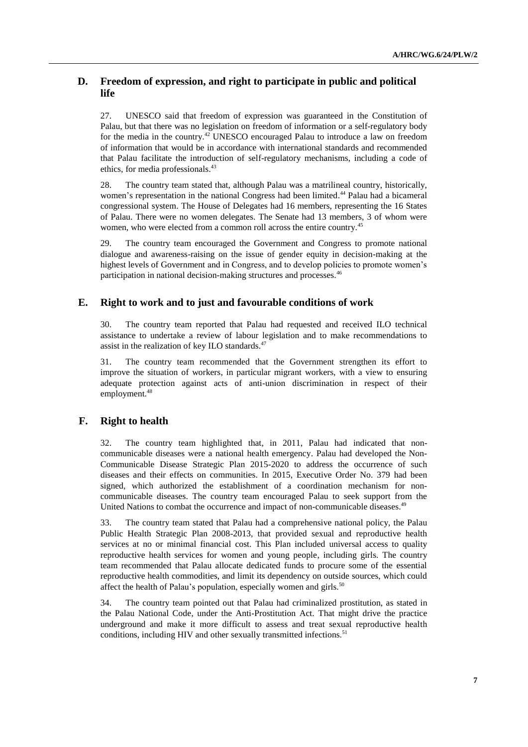## D. Freedom of expression, and right to participate in public and political life

27. UNESCO said that freedom of expression was guaranteed in the Constitution of Palau, but that there was no legislation on freedom of information or a self-regulatory body for the media in the country.[42] UNESCO encouraged Palau to introduce a law on freedom of information that would be in accordance with international standards and recommended that Palau facilitate the introduction of self-regulatory mechanisms, including a code of ethics, for media professionals.[43]

28. The country team stated that, although Palau was a matrilineal country, historically, women's representation in the national Congress had been limited.[44] Palau had a bicameral congressional system. The House of Delegates had 16 members, representing the 16 States of Palau. There were no women delegates. The Senate had 13 members, 3 of whom were women, who were elected from a common roll across the entire country.[45]

29. The country team encouraged the Government and Congress to promote national dialogue and awareness-raising on the issue of gender equity in decision-making at the highest levels of Government and in Congress, and to develop policies to promote women's participation in national decision-making structures and processes.[46]

## E. Right to work and to just and favourable conditions of work

30. The country team reported that Palau had requested and received ILO technical assistance to undertake a review of labour legislation and to make recommendations to assist in the realization of key ILO standards.[47]

31. The country team recommended that the Government strengthen its effort to improve the situation of workers, in particular migrant workers, with a view to ensuring adequate protection against acts of anti-union discrimination in respect of their employment.[48]

## F. Right to health

32. The country team highlighted that, in 2011, Palau had indicated that non-communicable diseases were a national health emergency. Palau had developed the Non-Communicable Disease Strategic Plan 2015-2020 to address the occurrence of such diseases and their effects on communities. In 2015, Executive Order No. 379 had been signed, which authorized the establishment of a coordination mechanism for non-communicable diseases. The country team encouraged Palau to seek support from the United Nations to combat the occurrence and impact of non-communicable diseases.[49]

33. The country team stated that Palau had a comprehensive national policy, the Palau Public Health Strategic Plan 2008-2013, that provided sexual and reproductive health services at no or minimal financial cost. This Plan included universal access to quality reproductive health services for women and young people, including girls. The country team recommended that Palau allocate dedicated funds to procure some of the essential reproductive health commodities, and limit its dependency on outside sources, which could affect the health of Palau's population, especially women and girls.[50]

34. The country team pointed out that Palau had criminalized prostitution, as stated in the Palau National Code, under the Anti-Prostitution Act. That might drive the practice underground and make it more difficult to assess and treat sexual reproductive health conditions, including HIV and other sexually transmitted infections.[51]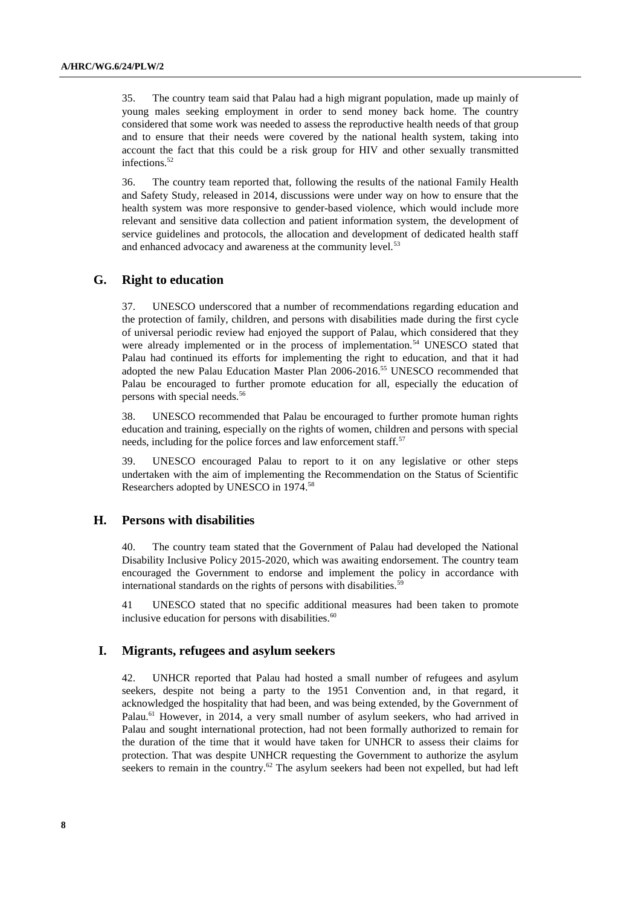35. The country team said that Palau had a high migrant population, made up mainly of young males seeking employment in order to send money back home. The country considered that some work was needed to assess the reproductive health needs of that group and to ensure that their needs were covered by the national health system, taking into account the fact that this could be a risk group for HIV and other sexually transmitted infections.[52]

36. The country team reported that, following the results of the national Family Health and Safety Study, released in 2014, discussions were under way on how to ensure that the health system was more responsive to gender-based violence, which would include more relevant and sensitive data collection and patient information system, the development of service guidelines and protocols, the allocation and development of dedicated health staff and enhanced advocacy and awareness at the community level.[53]

## G. Right to education

37. UNESCO underscored that a number of recommendations regarding education and the protection of family, children, and persons with disabilities made during the first cycle of universal periodic review had enjoyed the support of Palau, which considered that they were already implemented or in the process of implementation.[54] UNESCO stated that Palau had continued its efforts for implementing the right to education, and that it had adopted the new Palau Education Master Plan 2006-2016.[55] UNESCO recommended that Palau be encouraged to further promote education for all, especially the education of persons with special needs.[56]

38. UNESCO recommended that Palau be encouraged to further promote human rights education and training, especially on the rights of women, children and persons with special needs, including for the police forces and law enforcement staff.[57]

39. UNESCO encouraged Palau to report to it on any legislative or other steps undertaken with the aim of implementing the Recommendation on the Status of Scientific Researchers adopted by UNESCO in 1974.[58]

## H. Persons with disabilities

40. The country team stated that the Government of Palau had developed the National Disability Inclusive Policy 2015-2020, which was awaiting endorsement. The country team encouraged the Government to endorse and implement the policy in accordance with international standards on the rights of persons with disabilities.[59]

41 UNESCO stated that no specific additional measures had been taken to promote inclusive education for persons with disabilities.[60]

## I. Migrants, refugees and asylum seekers

42. UNHCR reported that Palau had hosted a small number of refugees and asylum seekers, despite not being a party to the 1951 Convention and, in that regard, it acknowledged the hospitality that had been, and was being extended, by the Government of Palau.[61] However, in 2014, a very small number of asylum seekers, who had arrived in Palau and sought international protection, had not been formally authorized to remain for the duration of the time that it would have taken for UNHCR to assess their claims for protection. That was despite UNHCR requesting the Government to authorize the asylum seekers to remain in the country.[62] The asylum seekers had been not expelled, but had left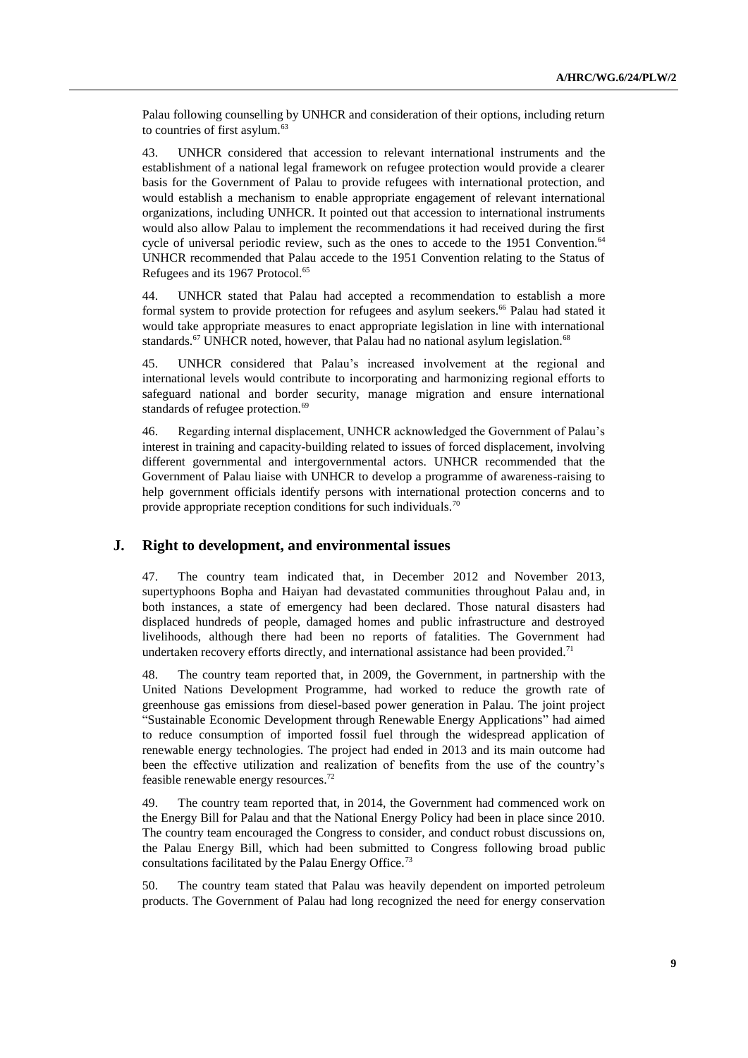Palau following counselling by UNHCR and consideration of their options, including return to countries of first asylum.[63]

43. UNHCR considered that accession to relevant international instruments and the establishment of a national legal framework on refugee protection would provide a clearer basis for the Government of Palau to provide refugees with international protection, and would establish a mechanism to enable appropriate engagement of relevant international organizations, including UNHCR. It pointed out that accession to international instruments would also allow Palau to implement the recommendations it had received during the first cycle of universal periodic review, such as the ones to accede to the 1951 Convention.[64] UNHCR recommended that Palau accede to the 1951 Convention relating to the Status of Refugees and its 1967 Protocol.[65]

44. UNHCR stated that Palau had accepted a recommendation to establish a more formal system to provide protection for refugees and asylum seekers.[66] Palau had stated it would take appropriate measures to enact appropriate legislation in line with international standards.[67] UNHCR noted, however, that Palau had no national asylum legislation.[68]

45. UNHCR considered that Palau's increased involvement at the regional and international levels would contribute to incorporating and harmonizing regional efforts to safeguard national and border security, manage migration and ensure international standards of refugee protection.[69]

46. Regarding internal displacement, UNHCR acknowledged the Government of Palau's interest in training and capacity-building related to issues of forced displacement, involving different governmental and intergovernmental actors. UNHCR recommended that the Government of Palau liaise with UNHCR to develop a programme of awareness-raising to help government officials identify persons with international protection concerns and to provide appropriate reception conditions for such individuals.[70]

## J. Right to development, and environmental issues

47. The country team indicated that, in December 2012 and November 2013, supertyphoons Bopha and Haiyan had devastated communities throughout Palau and, in both instances, a state of emergency had been declared. Those natural disasters had displaced hundreds of people, damaged homes and public infrastructure and destroyed livelihoods, although there had been no reports of fatalities. The Government had undertaken recovery efforts directly, and international assistance had been provided.[71]

48. The country team reported that, in 2009, the Government, in partnership with the United Nations Development Programme, had worked to reduce the growth rate of greenhouse gas emissions from diesel-based power generation in Palau. The joint project "Sustainable Economic Development through Renewable Energy Applications" had aimed to reduce consumption of imported fossil fuel through the widespread application of renewable energy technologies. The project had ended in 2013 and its main outcome had been the effective utilization and realization of benefits from the use of the country's feasible renewable energy resources.[72]

49. The country team reported that, in 2014, the Government had commenced work on the Energy Bill for Palau and that the National Energy Policy had been in place since 2010. The country team encouraged the Congress to consider, and conduct robust discussions on, the Palau Energy Bill, which had been submitted to Congress following broad public consultations facilitated by the Palau Energy Office.[73]

50. The country team stated that Palau was heavily dependent on imported petroleum products. The Government of Palau had long recognized the need for energy conservation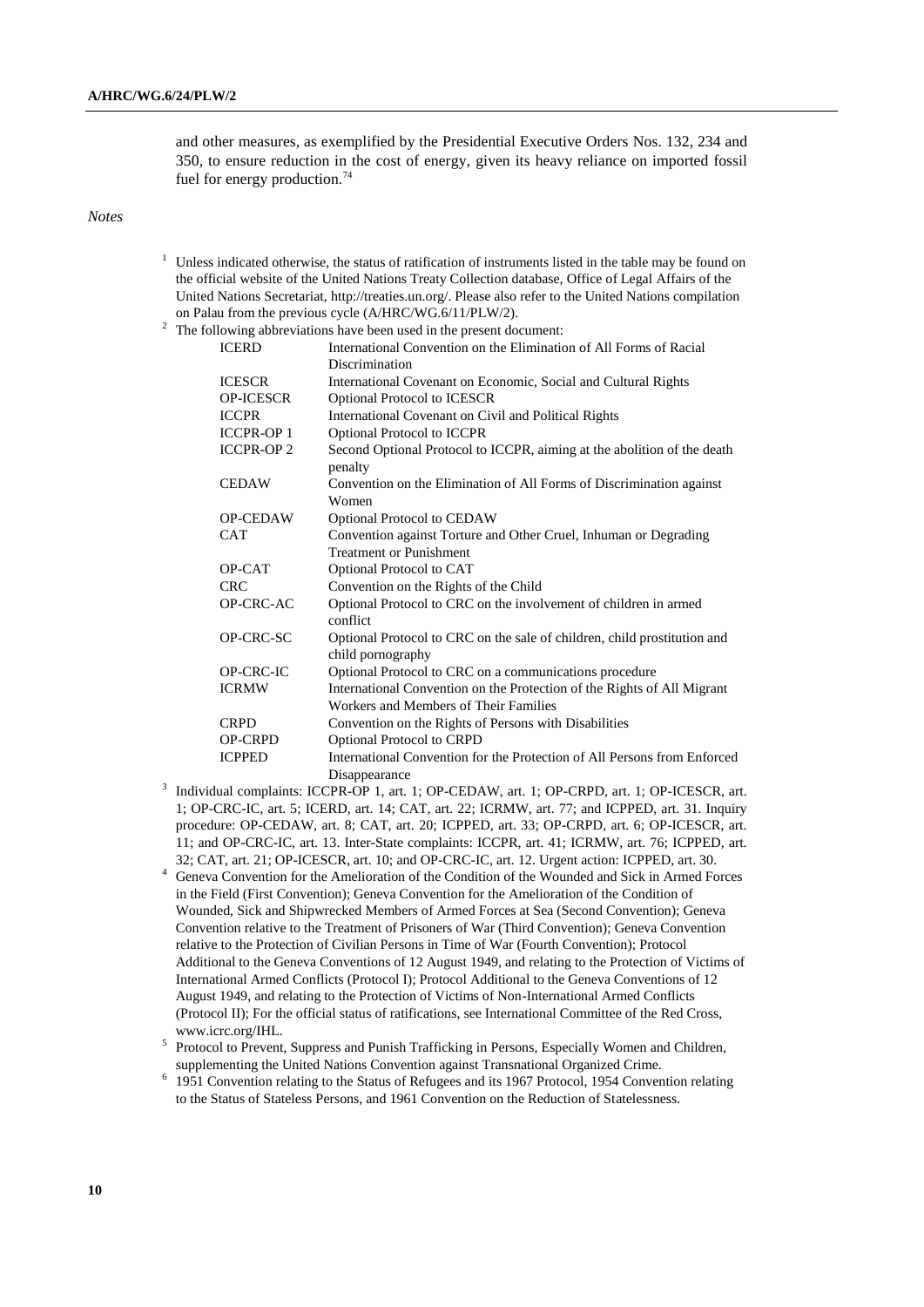and other measures, as exemplified by the Presidential Executive Orders Nos. 132, 234 and 350, to ensure reduction in the cost of energy, given its heavy reliance on imported fossil fuel for energy production.[74]

*Notes*

[1] Unless indicated otherwise, the status of ratification of instruments listed in the table may be found on the official website of the United Nations Treaty Collection database, Office of Legal Affairs of the United Nations Secretariat, http://treaties.un.org/. Please also refer to the United Nations compilation on Palau from the previous cycle (A/HRC/WG.6/11/PLW/2).

[2] The following abbreviations have been used in the present document:

| | |
|---|---|
| ICERD | International Convention on the Elimination of All Forms of Racial Discrimination |
| ICESCR | International Covenant on Economic, Social and Cultural Rights |
| OP-ICESCR | Optional Protocol to ICESCR |
| ICCPR | International Covenant on Civil and Political Rights |
| ICCPR-OP 1 | Optional Protocol to ICCPR |
| ICCPR-OP 2 | Second Optional Protocol to ICCPR, aiming at the abolition of the death penalty |
| CEDAW | Convention on the Elimination of All Forms of Discrimination against Women |
| OP-CEDAW | Optional Protocol to CEDAW |
| CAT | Convention against Torture and Other Cruel, Inhuman or Degrading Treatment or Punishment |
| OP-CAT | Optional Protocol to CAT |
| CRC | Convention on the Rights of the Child |
| OP-CRC-AC | Optional Protocol to CRC on the involvement of children in armed conflict |
| OP-CRC-SC | Optional Protocol to CRC on the sale of children, child prostitution and child pornography |
| OP-CRC-IC | Optional Protocol to CRC on a communications procedure |
| ICRMW | International Convention on the Protection of the Rights of All Migrant Workers and Members of Their Families |
| CRPD | Convention on the Rights of Persons with Disabilities |
| OP-CRPD | Optional Protocol to CRPD |
| ICPPED | International Convention for the Protection of All Persons from Enforced Disappearance |

[3] Individual complaints: ICCPR-OP 1, art. 1; OP-CEDAW, art. 1; OP-CRPD, art. 1; OP-ICESCR, art. 1; OP-CRC-IC, art. 5; ICERD, art. 14; CAT, art. 22; ICRMW, art. 77; and ICPPED, art. 31. Inquiry procedure: OP-CEDAW, art. 8; CAT, art. 20; ICPPED, art. 33; OP-CRPD, art. 6; OP-ICESCR, art. 11; and OP-CRC-IC, art. 13. Inter-State complaints: ICCPR, art. 41; ICRMW, art. 76; ICPPED, art. 32; CAT, art. 21; OP-ICESCR, art. 10; and OP-CRC-IC, art. 12. Urgent action: ICPPED, art. 30.

[4] Geneva Convention for the Amelioration of the Condition of the Wounded and Sick in Armed Forces in the Field (First Convention); Geneva Convention for the Amelioration of the Condition of Wounded, Sick and Shipwrecked Members of Armed Forces at Sea (Second Convention); Geneva Convention relative to the Treatment of Prisoners of War (Third Convention); Geneva Convention relative to the Protection of Civilian Persons in Time of War (Fourth Convention); Protocol Additional to the Geneva Conventions of 12 August 1949, and relating to the Protection of Victims of International Armed Conflicts (Protocol I); Protocol Additional to the Geneva Conventions of 12 August 1949, and relating to the Protection of Victims of Non-International Armed Conflicts (Protocol II); For the official status of ratifications, see International Committee of the Red Cross, www.icrc.org/IHL.

[5] Protocol to Prevent, Suppress and Punish Trafficking in Persons, Especially Women and Children, supplementing the United Nations Convention against Transnational Organized Crime.

[6] 1951 Convention relating to the Status of Refugees and its 1967 Protocol, 1954 Convention relating to the Status of Stateless Persons, and 1961 Convention on the Reduction of Statelessness.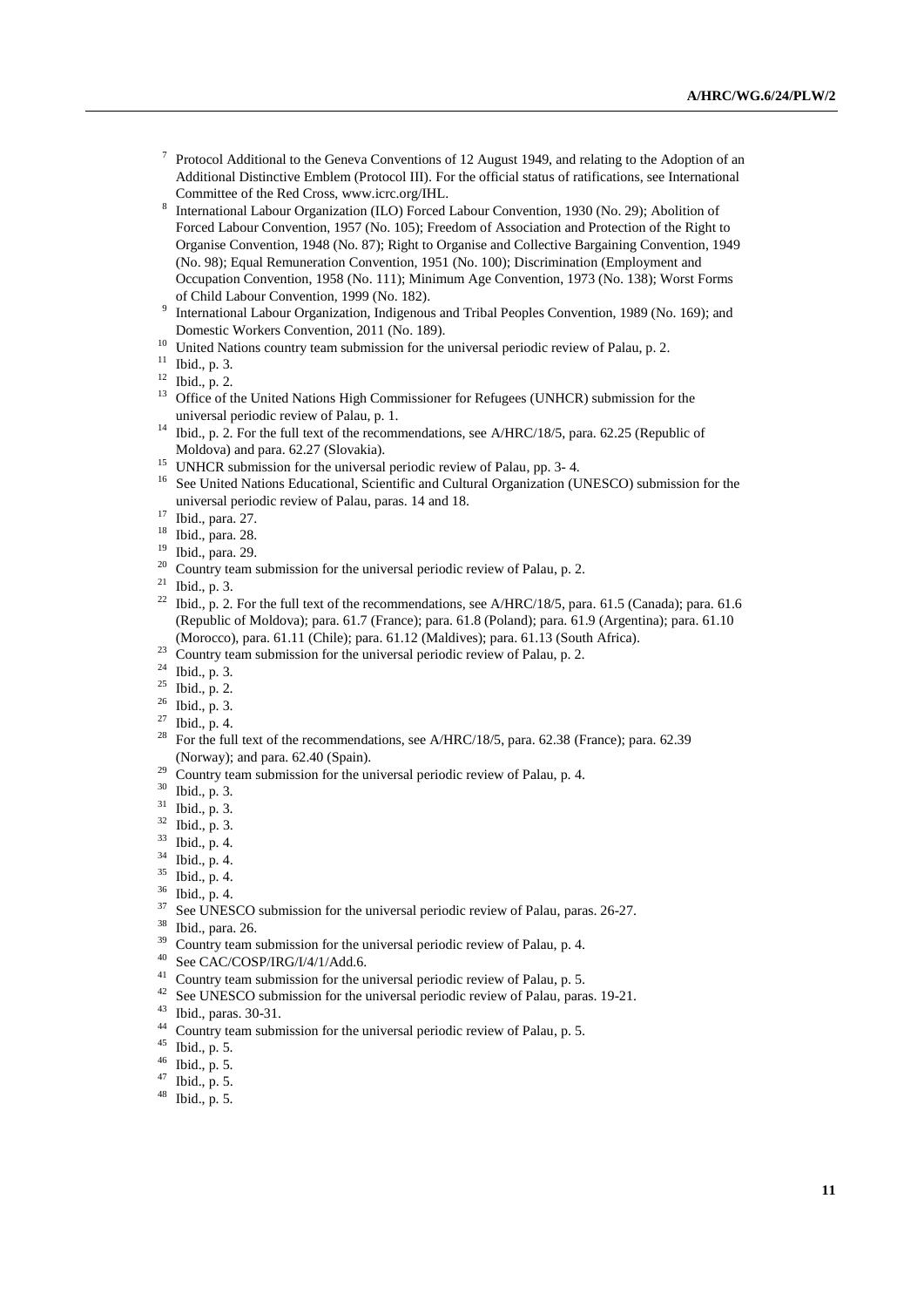[7] Protocol Additional to the Geneva Conventions of 12 August 1949, and relating to the Adoption of an Additional Distinctive Emblem (Protocol III). For the official status of ratifications, see International Committee of the Red Cross, www.icrc.org/IHL.

[8] International Labour Organization (ILO) Forced Labour Convention, 1930 (No. 29); Abolition of Forced Labour Convention, 1957 (No. 105); Freedom of Association and Protection of the Right to Organise Convention, 1948 (No. 87); Right to Organise and Collective Bargaining Convention, 1949 (No. 98); Equal Remuneration Convention, 1951 (No. 100); Discrimination (Employment and Occupation Convention, 1958 (No. 111); Minimum Age Convention, 1973 (No. 138); Worst Forms of Child Labour Convention, 1999 (No. 182).

[9] International Labour Organization, Indigenous and Tribal Peoples Convention, 1989 (No. 169); and Domestic Workers Convention, 2011 (No. 189).

[10] United Nations country team submission for the universal periodic review of Palau, p. 2.

[11] Ibid., p. 3.

[12] Ibid., p. 2.

[13] Office of the United Nations High Commissioner for Refugees (UNHCR) submission for the universal periodic review of Palau, p. 1.

[14] Ibid., p. 2. For the full text of the recommendations, see A/HRC/18/5, para. 62.25 (Republic of Moldova) and para. 62.27 (Slovakia).

[15] UNHCR submission for the universal periodic review of Palau, pp. 3- 4.

[16] See United Nations Educational, Scientific and Cultural Organization (UNESCO) submission for the universal periodic review of Palau, paras. 14 and 18.

[17] Ibid., para. 27.

[18] Ibid., para. 28.

[19] Ibid., para. 29.

[20] Country team submission for the universal periodic review of Palau, p. 2.

[21] Ibid., p. 3.

[22] Ibid., p. 2. For the full text of the recommendations, see A/HRC/18/5, para. 61.5 (Canada); para. 61.6 (Republic of Moldova); para. 61.7 (France); para. 61.8 (Poland); para. 61.9 (Argentina); para. 61.10 (Morocco), para. 61.11 (Chile); para. 61.12 (Maldives); para. 61.13 (South Africa).

[23] Country team submission for the universal periodic review of Palau, p. 2.

[24] Ibid., p. 3.

[25] Ibid., p. 2.

[26] Ibid., p. 3.

[27] Ibid., p. 4.

[28] For the full text of the recommendations, see A/HRC/18/5, para. 62.38 (France); para. 62.39 (Norway); and para. 62.40 (Spain).

[29] Country team submission for the universal periodic review of Palau, p. 4.

[30] Ibid., p. 3.

[31] Ibid., p. 3.

[32] Ibid., p. 3.

[33] Ibid., p. 4.

[34] Ibid., p. 4.

[35] Ibid., p. 4.

[36] Ibid., p. 4.

[37] See UNESCO submission for the universal periodic review of Palau, paras. 26-27.

[38] Ibid., para. 26.

[39] Country team submission for the universal periodic review of Palau, p. 4.

[40] See CAC/COSP/IRG/I/4/1/Add.6.

[41] Country team submission for the universal periodic review of Palau, p. 5.

[42] See UNESCO submission for the universal periodic review of Palau, paras. 19-21.

[43] Ibid., paras. 30-31.

[44] Country team submission for the universal periodic review of Palau, p. 5.

[45] Ibid., p. 5.

[46] Ibid., p. 5.

[47] Ibid., p. 5.

[48] Ibid., p. 5.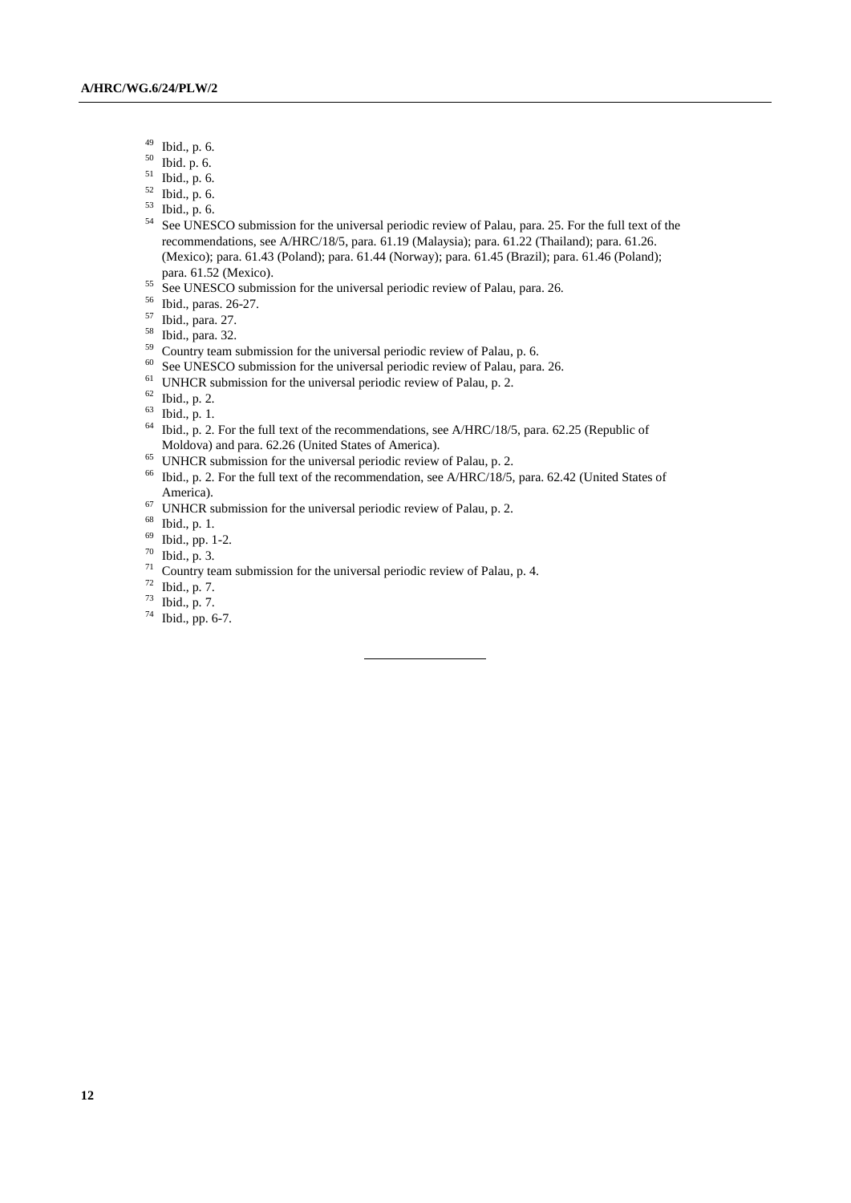[49] Ibid., p. 6.

[50] Ibid. p. 6.

[51] Ibid., p. 6.

[52] Ibid., p. 6.

[53] Ibid., p. 6.

[54] See UNESCO submission for the universal periodic review of Palau, para. 25. For the full text of the recommendations, see A/HRC/18/5, para. 61.19 (Malaysia); para. 61.22 (Thailand); para. 61.26. (Mexico); para. 61.43 (Poland); para. 61.44 (Norway); para. 61.45 (Brazil); para. 61.46 (Poland); para. 61.52 (Mexico).

[55] See UNESCO submission for the universal periodic review of Palau, para. 26.

[56] Ibid., paras. 26-27.

[57] Ibid., para. 27.

[58] Ibid., para. 32.

[59] Country team submission for the universal periodic review of Palau, p. 6.

[60] See UNESCO submission for the universal periodic review of Palau, para. 26.

[61] UNHCR submission for the universal periodic review of Palau, p. 2.

[62] Ibid., p. 2.

[63] Ibid., p. 1.

[64] Ibid., p. 2. For the full text of the recommendations, see A/HRC/18/5, para. 62.25 (Republic of Moldova) and para. 62.26 (United States of America).

[65] UNHCR submission for the universal periodic review of Palau, p. 2.

[66] Ibid., p. 2. For the full text of the recommendation, see A/HRC/18/5, para. 62.42 (United States of America).

[67] UNHCR submission for the universal periodic review of Palau, p. 2.

[68] Ibid., p. 1.

[69] Ibid., pp. 1-2.

[70] Ibid., p. 3.

[71] Country team submission for the universal periodic review of Palau, p. 4.

[72] Ibid., p. 7.

[73] Ibid., p. 7.

[74] Ibid., pp. 6-7.